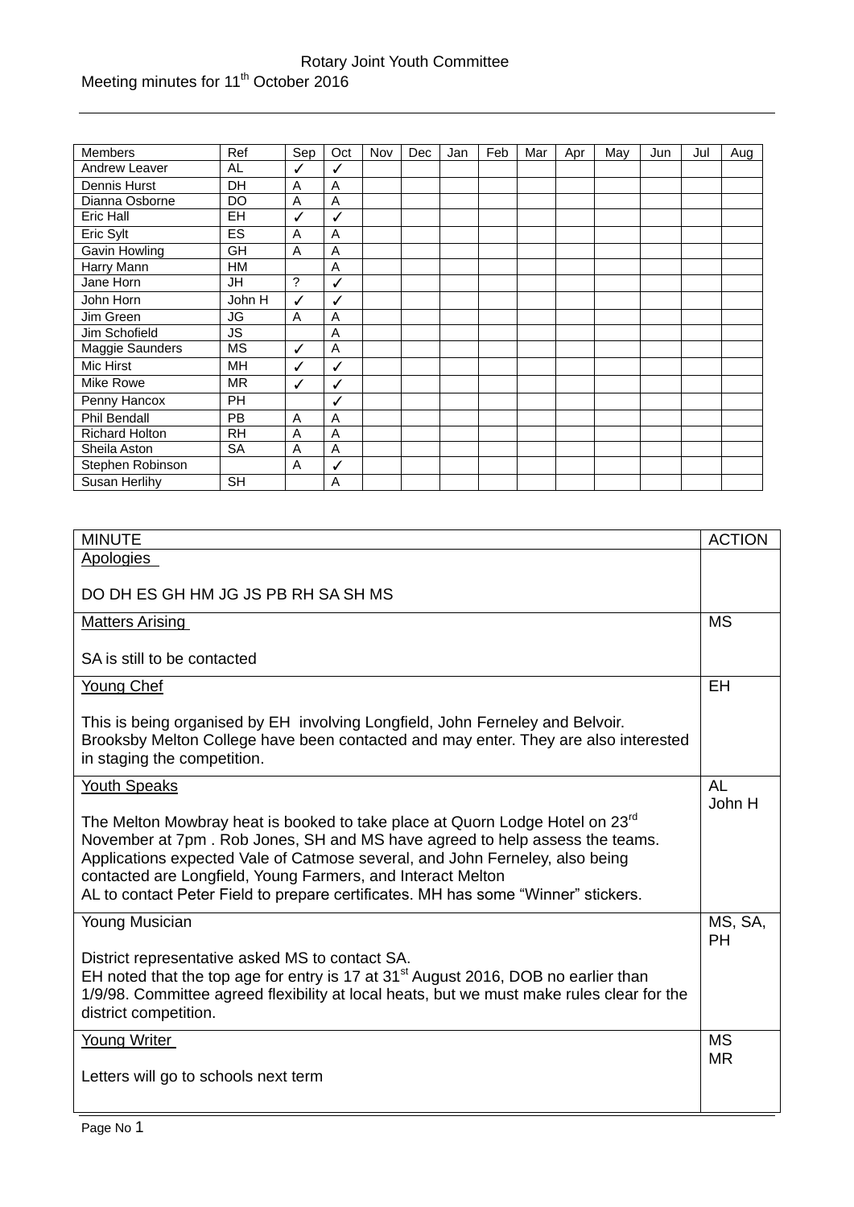Rotary Joint Youth Committee

Meeting minutes for 11th October 2016

| Members | Ref | Sep | Oct | Nov | Dec | Jan | Feb | Mar | Apr | May | Jun | Jul | Aug |
|---|---|---|---|---|---|---|---|---|---|---|---|---|---|
| Andrew Leaver | AL | ✓ | ✓ | | | | | | | | | | |
| Dennis Hurst | DH | A | A | | | | | | | | | | |
| Dianna Osborne | DO | A | A | | | | | | | | | | |
| Eric Hall | EH | ✓ | ✓ | | | | | | | | | | |
| Eric Sylt | ES | A | A | | | | | | | | | | |
| Gavin Howling | GH | A | A | | | | | | | | | | |
| Harry Mann | HM | | A | | | | | | | | | | |
| Jane Horn | JH | ? | ✓ | | | | | | | | | | |
| John Horn | John H | ✓ | ✓ | | | | | | | | | | |
| Jim Green | JG | A | A | | | | | | | | | | |
| Jim Schofield | JS | | A | | | | | | | | | | |
| Maggie Saunders | MS | ✓ | A | | | | | | | | | | |
| Mic Hirst | MH | ✓ | ✓ | | | | | | | | | | |
| Mike Rowe | MR | ✓ | ✓ | | | | | | | | | | |
| Penny Hancox | PH | | ✓ | | | | | | | | | | |
| Phil Bendall | PB | A | A | | | | | | | | | | |
| Richard Holton | RH | A | A | | | | | | | | | | |
| Sheila Aston | SA | A | A | | | | | | | | | | |
| Stephen Robinson | | A | ✓ | | | | | | | | | | |
| Susan Herlihy | SH | | A | | | | | | | | | | |

| MINUTE | ACTION |
|---|---|
| Apologies<br><br>DO DH ES GH HM JG JS PB RH SA SH MS | |
| Matters Arising<br><br>SA is still to be contacted | MS |
| Young Chef<br><br>This is being organised by EH involving Longfield, John Ferneley and Belvoir. Brooksby Melton College have been contacted and may enter. They are also interested in staging the competition. | EH |
| Youth Speaks<br><br>The Melton Mowbray heat is booked to take place at Quorn Lodge Hotel on 23rd November at 7pm . Rob Jones, SH and MS have agreed to help assess the teams. Applications expected Vale of Catmose several, and John Ferneley, also being contacted are Longfield, Young Farmers, and Interact Melton<br>AL to contact Peter Field to prepare certificates. MH has some "Winner" stickers. | AL<br>John H |
| Young Musician<br><br>District representative asked MS to contact SA.<br>EH noted that the top age for entry is 17 at 31st August 2016, DOB no earlier than 1/9/98. Committee agreed flexibility at local heats, but we must make rules clear for the district competition. | MS, SA, PH |
| Young Writer<br><br>Letters will go to schools next term | MS<br>MR |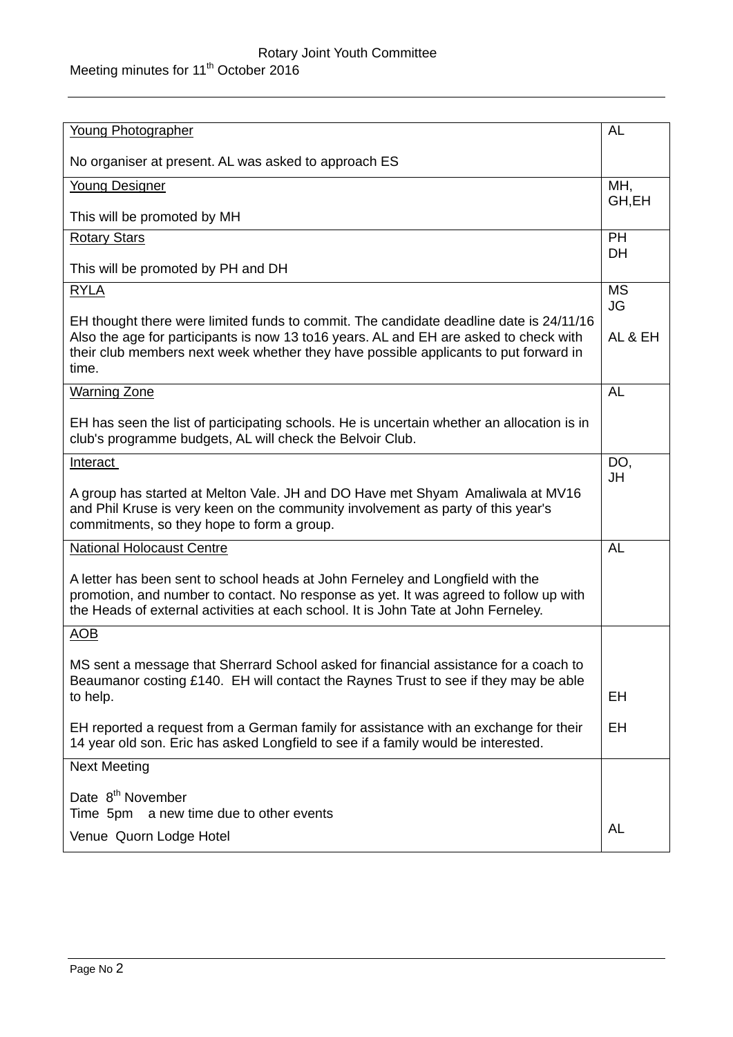Rotary Joint Youth Committee

Meeting minutes for 11th October 2016

| | |
|---|---|
| Young Photographer<br><br>No organiser at present. AL was asked to approach ES | AL |
| Young Designer<br><br>This will be promoted by MH | MH, GH,EH |
| Rotary Stars<br><br>This will be promoted by PH and DH | PH<br>DH |
| RYLA<br><br>EH thought there were limited funds to commit. The candidate deadline date is 24/11/16 Also the age for participants is now 13 to16 years. AL and EH are asked to check with their club members next week whether they have possible applicants to put forward in time. | MS<br>JG<br><br>AL & EH |
| Warning Zone<br><br>EH has seen the list of participating schools. He is uncertain whether an allocation is in club's programme budgets, AL will check the Belvoir Club. | AL |
| Interact<br><br>A group has started at Melton Vale. JH and DO Have met Shyam Amaliwala at MV16 and Phil Kruse is very keen on the community involvement as party of this year's commitments, so they hope to form a group. | DO, JH |
| National Holocaust Centre<br><br>A letter has been sent to school heads at John Ferneley and Longfield with the promotion, and number to contact. No response as yet. It was agreed to follow up with the Heads of external activities at each school. It is John Tate at John Ferneley. | AL |
| AOB<br><br>MS sent a message that Sherrard School asked for financial assistance for a coach to Beaumanor costing £140. EH will contact the Raynes Trust to see if they may be able to help.<br><br>EH reported a request from a German family for assistance with an exchange for their 14 year old son. Eric has asked Longfield to see if a family would be interested. | <br><br>EH<br><br>EH |
| Next Meeting<br><br>Date 8th November<br>Time 5pm a new time due to other events<br>Venue Quorn Lodge Hotel | AL |